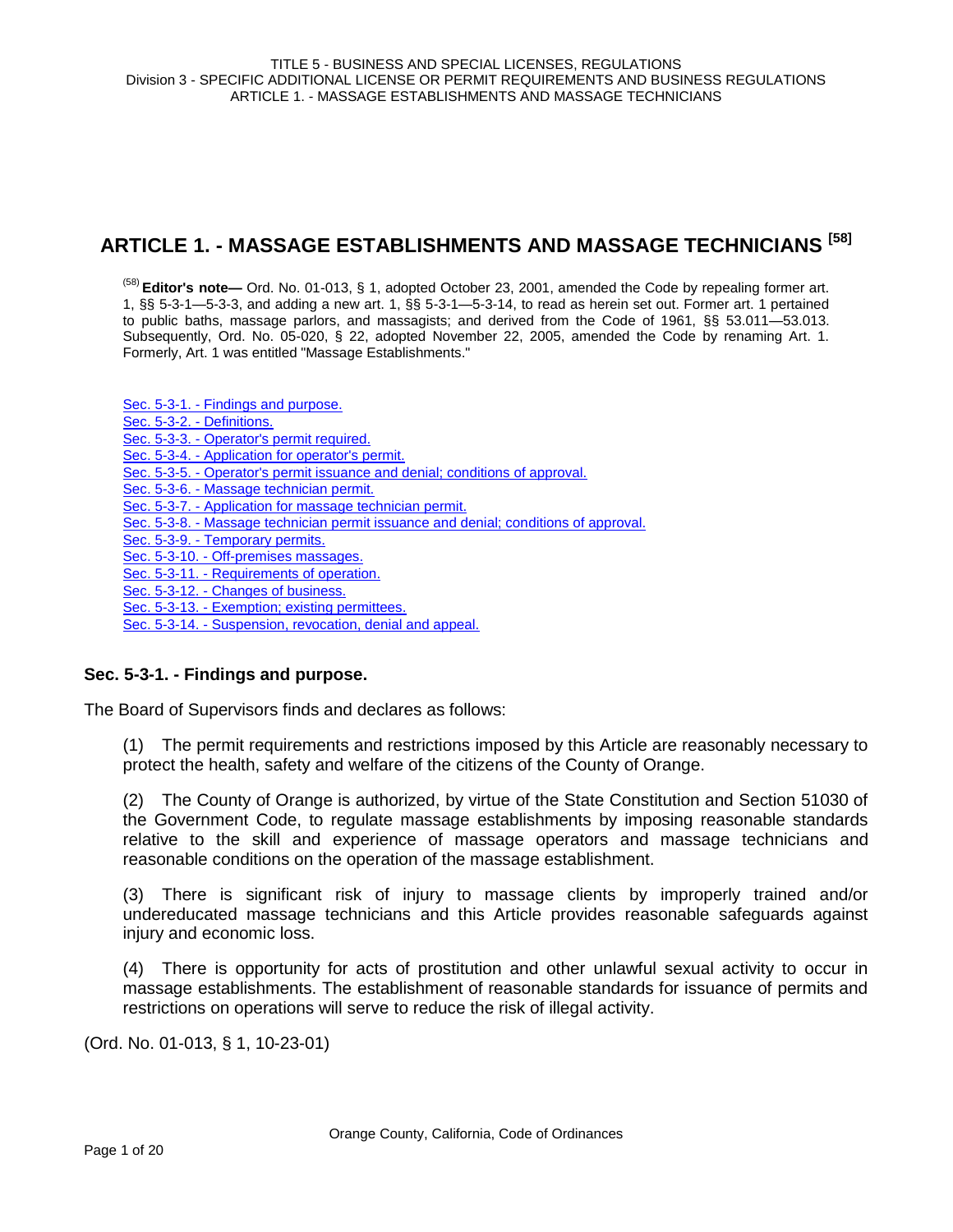# ARTICLE 1. - MASSAGE ESTABLISHMENTS AND MASSAGE TECHNICIANS [58]

[58] **Editor's note—** Ord. No. 01-013, § 1, adopted October 23, 2001, amended the Code by repealing former art. 1, §§ 5-3-1—5-3-3, and adding a new art. 1, §§ 5-3-1—5-3-14, to read as herein set out. Former art. 1 pertained to public baths, massage parlors, and massagists; and derived from the Code of 1961, §§ 53.011—53.013. Subsequently, Ord. No. 05-020, § 22, adopted November 22, 2005, amended the Code by renaming Art. 1. Formerly, Art. 1 was entitled "Massage Establishments."

Sec. 5-3-1. - Findings and purpose.
Sec. 5-3-2. - Definitions.
Sec. 5-3-3. - Operator's permit required.
Sec. 5-3-4. - Application for operator's permit.
Sec. 5-3-5. - Operator's permit issuance and denial; conditions of approval.
Sec. 5-3-6. - Massage technician permit.
Sec. 5-3-7. - Application for massage technician permit.
Sec. 5-3-8. - Massage technician permit issuance and denial; conditions of approval.
Sec. 5-3-9. - Temporary permits.
Sec. 5-3-10. - Off-premises massages.
Sec. 5-3-11. - Requirements of operation.
Sec. 5-3-12. - Changes of business.
Sec. 5-3-13. - Exemption; existing permittees.
Sec. 5-3-14. - Suspension, revocation, denial and appeal.

### Sec. 5-3-1. - Findings and purpose.

The Board of Supervisors finds and declares as follows:

(1) The permit requirements and restrictions imposed by this Article are reasonably necessary to protect the health, safety and welfare of the citizens of the County of Orange.

(2) The County of Orange is authorized, by virtue of the State Constitution and Section 51030 of the Government Code, to regulate massage establishments by imposing reasonable standards relative to the skill and experience of massage operators and massage technicians and reasonable conditions on the operation of the massage establishment.

(3) There is significant risk of injury to massage clients by improperly trained and/or undereducated massage technicians and this Article provides reasonable safeguards against injury and economic loss.

(4) There is opportunity for acts of prostitution and other unlawful sexual activity to occur in massage establishments. The establishment of reasonable standards for issuance of permits and restrictions on operations will serve to reduce the risk of illegal activity.

(Ord. No. 01-013, § 1, 10-23-01)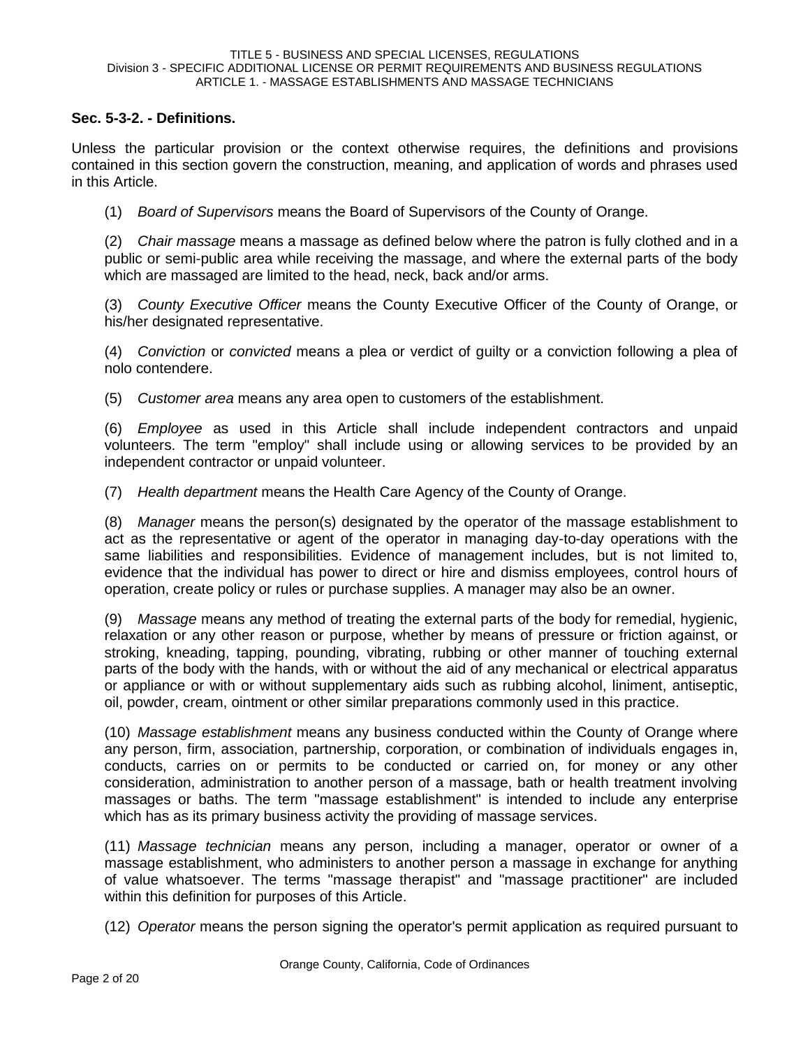### Sec. 5-3-2. - Definitions.

Unless the particular provision or the context otherwise requires, the definitions and provisions contained in this section govern the construction, meaning, and application of words and phrases used in this Article.

(1) *Board of Supervisors* means the Board of Supervisors of the County of Orange.

(2) *Chair massage* means a massage as defined below where the patron is fully clothed and in a public or semi-public area while receiving the massage, and where the external parts of the body which are massaged are limited to the head, neck, back and/or arms.

(3) *County Executive Officer* means the County Executive Officer of the County of Orange, or his/her designated representative.

(4) *Conviction* or *convicted* means a plea or verdict of guilty or a conviction following a plea of nolo contendere.

(5) *Customer area* means any area open to customers of the establishment.

(6) *Employee* as used in this Article shall include independent contractors and unpaid volunteers. The term "employ" shall include using or allowing services to be provided by an independent contractor or unpaid volunteer.

(7) *Health department* means the Health Care Agency of the County of Orange.

(8) *Manager* means the person(s) designated by the operator of the massage establishment to act as the representative or agent of the operator in managing day-to-day operations with the same liabilities and responsibilities. Evidence of management includes, but is not limited to, evidence that the individual has power to direct or hire and dismiss employees, control hours of operation, create policy or rules or purchase supplies. A manager may also be an owner.

(9) *Massage* means any method of treating the external parts of the body for remedial, hygienic, relaxation or any other reason or purpose, whether by means of pressure or friction against, or stroking, kneading, tapping, pounding, vibrating, rubbing or other manner of touching external parts of the body with the hands, with or without the aid of any mechanical or electrical apparatus or appliance or with or without supplementary aids such as rubbing alcohol, liniment, antiseptic, oil, powder, cream, ointment or other similar preparations commonly used in this practice.

(10) *Massage establishment* means any business conducted within the County of Orange where any person, firm, association, partnership, corporation, or combination of individuals engages in, conducts, carries on or permits to be conducted or carried on, for money or any other consideration, administration to another person of a massage, bath or health treatment involving massages or baths. The term "massage establishment" is intended to include any enterprise which has as its primary business activity the providing of massage services.

(11) *Massage technician* means any person, including a manager, operator or owner of a massage establishment, who administers to another person a massage in exchange for anything of value whatsoever. The terms "massage therapist" and "massage practitioner" are included within this definition for purposes of this Article.

(12) *Operator* means the person signing the operator's permit application as required pursuant to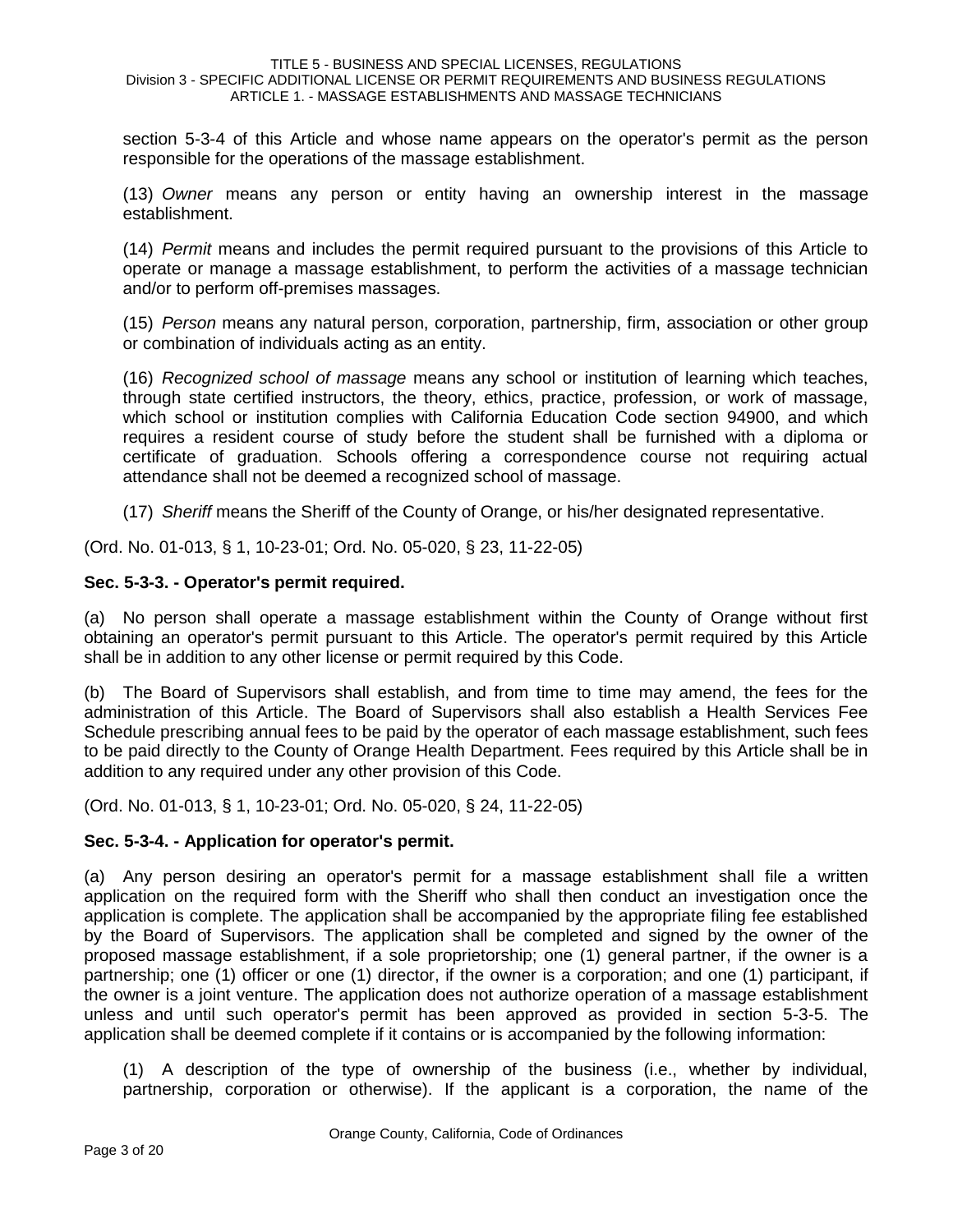section 5-3-4 of this Article and whose name appears on the operator's permit as the person responsible for the operations of the massage establishment.

(13) *Owner* means any person or entity having an ownership interest in the massage establishment.

(14) *Permit* means and includes the permit required pursuant to the provisions of this Article to operate or manage a massage establishment, to perform the activities of a massage technician and/or to perform off-premises massages.

(15) *Person* means any natural person, corporation, partnership, firm, association or other group or combination of individuals acting as an entity.

(16) *Recognized school of massage* means any school or institution of learning which teaches, through state certified instructors, the theory, ethics, practice, profession, or work of massage, which school or institution complies with California Education Code section 94900, and which requires a resident course of study before the student shall be furnished with a diploma or certificate of graduation. Schools offering a correspondence course not requiring actual attendance shall not be deemed a recognized school of massage.

(17) *Sheriff* means the Sheriff of the County of Orange, or his/her designated representative.

(Ord. No. 01-013, § 1, 10-23-01; Ord. No. 05-020, § 23, 11-22-05)

**Sec. 5-3-3. - Operator's permit required.**

(a) No person shall operate a massage establishment within the County of Orange without first obtaining an operator's permit pursuant to this Article. The operator's permit required by this Article shall be in addition to any other license or permit required by this Code.

(b) The Board of Supervisors shall establish, and from time to time may amend, the fees for the administration of this Article. The Board of Supervisors shall also establish a Health Services Fee Schedule prescribing annual fees to be paid by the operator of each massage establishment, such fees to be paid directly to the County of Orange Health Department. Fees required by this Article shall be in addition to any required under any other provision of this Code.

(Ord. No. 01-013, § 1, 10-23-01; Ord. No. 05-020, § 24, 11-22-05)

**Sec. 5-3-4. - Application for operator's permit.**

(a) Any person desiring an operator's permit for a massage establishment shall file a written application on the required form with the Sheriff who shall then conduct an investigation once the application is complete. The application shall be accompanied by the appropriate filing fee established by the Board of Supervisors. The application shall be completed and signed by the owner of the proposed massage establishment, if a sole proprietorship; one (1) general partner, if the owner is a partnership; one (1) officer or one (1) director, if the owner is a corporation; and one (1) participant, if the owner is a joint venture. The application does not authorize operation of a massage establishment unless and until such operator's permit has been approved as provided in section 5-3-5. The application shall be deemed complete if it contains or is accompanied by the following information:

(1) A description of the type of ownership of the business (i.e., whether by individual, partnership, corporation or otherwise). If the applicant is a corporation, the name of the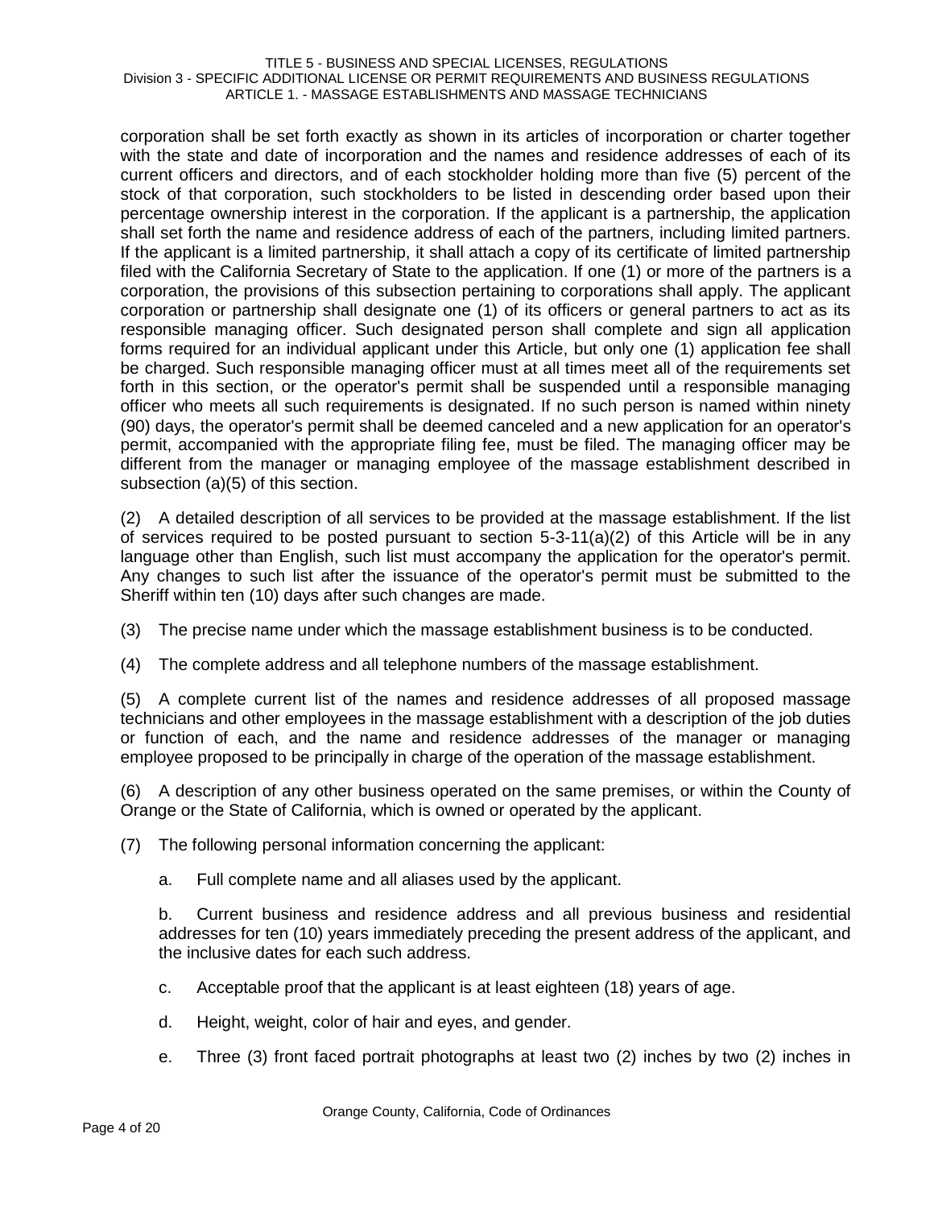corporation shall be set forth exactly as shown in its articles of incorporation or charter together with the state and date of incorporation and the names and residence addresses of each of its current officers and directors, and of each stockholder holding more than five (5) percent of the stock of that corporation, such stockholders to be listed in descending order based upon their percentage ownership interest in the corporation. If the applicant is a partnership, the application shall set forth the name and residence address of each of the partners, including limited partners. If the applicant is a limited partnership, it shall attach a copy of its certificate of limited partnership filed with the California Secretary of State to the application. If one (1) or more of the partners is a corporation, the provisions of this subsection pertaining to corporations shall apply. The applicant corporation or partnership shall designate one (1) of its officers or general partners to act as its responsible managing officer. Such designated person shall complete and sign all application forms required for an individual applicant under this Article, but only one (1) application fee shall be charged. Such responsible managing officer must at all times meet all of the requirements set forth in this section, or the operator's permit shall be suspended until a responsible managing officer who meets all such requirements is designated. If no such person is named within ninety (90) days, the operator's permit shall be deemed canceled and a new application for an operator's permit, accompanied with the appropriate filing fee, must be filed. The managing officer may be different from the manager or managing employee of the massage establishment described in subsection (a)(5) of this section.

(2) A detailed description of all services to be provided at the massage establishment. If the list of services required to be posted pursuant to section 5-3-11(a)(2) of this Article will be in any language other than English, such list must accompany the application for the operator's permit. Any changes to such list after the issuance of the operator's permit must be submitted to the Sheriff within ten (10) days after such changes are made.

(3) The precise name under which the massage establishment business is to be conducted.

(4) The complete address and all telephone numbers of the massage establishment.

(5) A complete current list of the names and residence addresses of all proposed massage technicians and other employees in the massage establishment with a description of the job duties or function of each, and the name and residence addresses of the manager or managing employee proposed to be principally in charge of the operation of the massage establishment.

(6) A description of any other business operated on the same premises, or within the County of Orange or the State of California, which is owned or operated by the applicant.

(7) The following personal information concerning the applicant:

a. Full complete name and all aliases used by the applicant.

b. Current business and residence address and all previous business and residential addresses for ten (10) years immediately preceding the present address of the applicant, and the inclusive dates for each such address.

c. Acceptable proof that the applicant is at least eighteen (18) years of age.

d. Height, weight, color of hair and eyes, and gender.

e. Three (3) front faced portrait photographs at least two (2) inches by two (2) inches in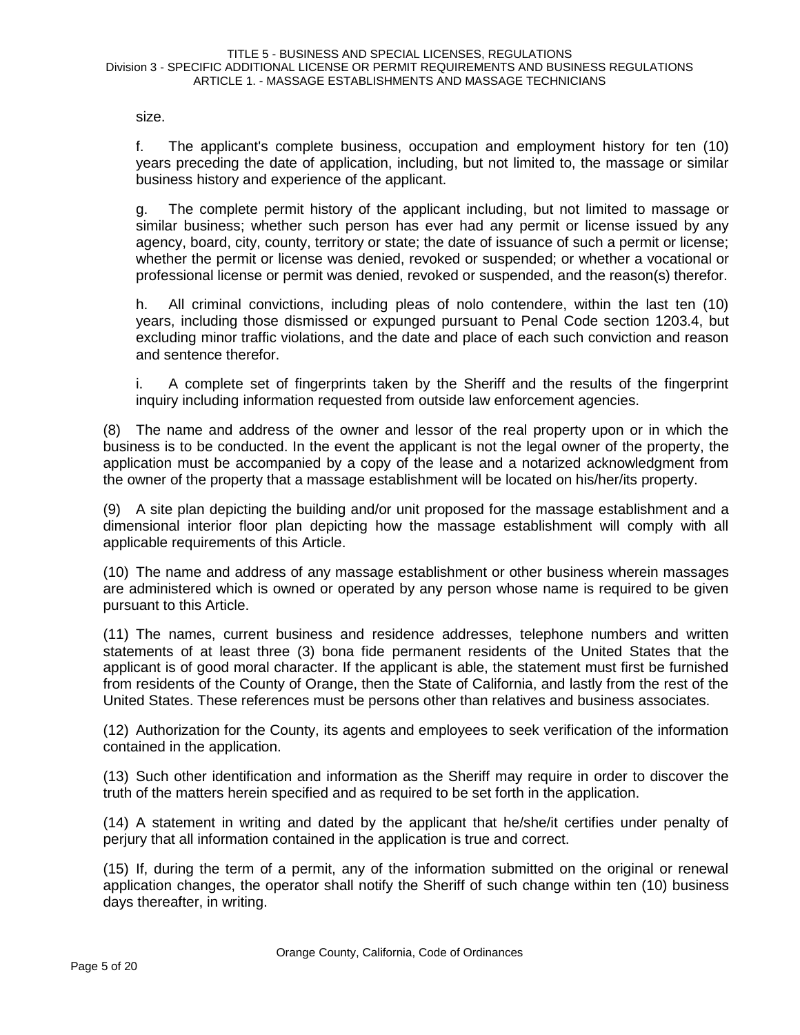size.

f. The applicant's complete business, occupation and employment history for ten (10) years preceding the date of application, including, but not limited to, the massage or similar business history and experience of the applicant.

g. The complete permit history of the applicant including, but not limited to massage or similar business; whether such person has ever had any permit or license issued by any agency, board, city, county, territory or state; the date of issuance of such a permit or license; whether the permit or license was denied, revoked or suspended; or whether a vocational or professional license or permit was denied, revoked or suspended, and the reason(s) therefor.

h. All criminal convictions, including pleas of nolo contendere, within the last ten (10) years, including those dismissed or expunged pursuant to Penal Code section 1203.4, but excluding minor traffic violations, and the date and place of each such conviction and reason and sentence therefor.

i. A complete set of fingerprints taken by the Sheriff and the results of the fingerprint inquiry including information requested from outside law enforcement agencies.

(8) The name and address of the owner and lessor of the real property upon or in which the business is to be conducted. In the event the applicant is not the legal owner of the property, the application must be accompanied by a copy of the lease and a notarized acknowledgment from the owner of the property that a massage establishment will be located on his/her/its property.

(9) A site plan depicting the building and/or unit proposed for the massage establishment and a dimensional interior floor plan depicting how the massage establishment will comply with all applicable requirements of this Article.

(10) The name and address of any massage establishment or other business wherein massages are administered which is owned or operated by any person whose name is required to be given pursuant to this Article.

(11) The names, current business and residence addresses, telephone numbers and written statements of at least three (3) bona fide permanent residents of the United States that the applicant is of good moral character. If the applicant is able, the statement must first be furnished from residents of the County of Orange, then the State of California, and lastly from the rest of the United States. These references must be persons other than relatives and business associates.

(12) Authorization for the County, its agents and employees to seek verification of the information contained in the application.

(13) Such other identification and information as the Sheriff may require in order to discover the truth of the matters herein specified and as required to be set forth in the application.

(14) A statement in writing and dated by the applicant that he/she/it certifies under penalty of perjury that all information contained in the application is true and correct.

(15) If, during the term of a permit, any of the information submitted on the original or renewal application changes, the operator shall notify the Sheriff of such change within ten (10) business days thereafter, in writing.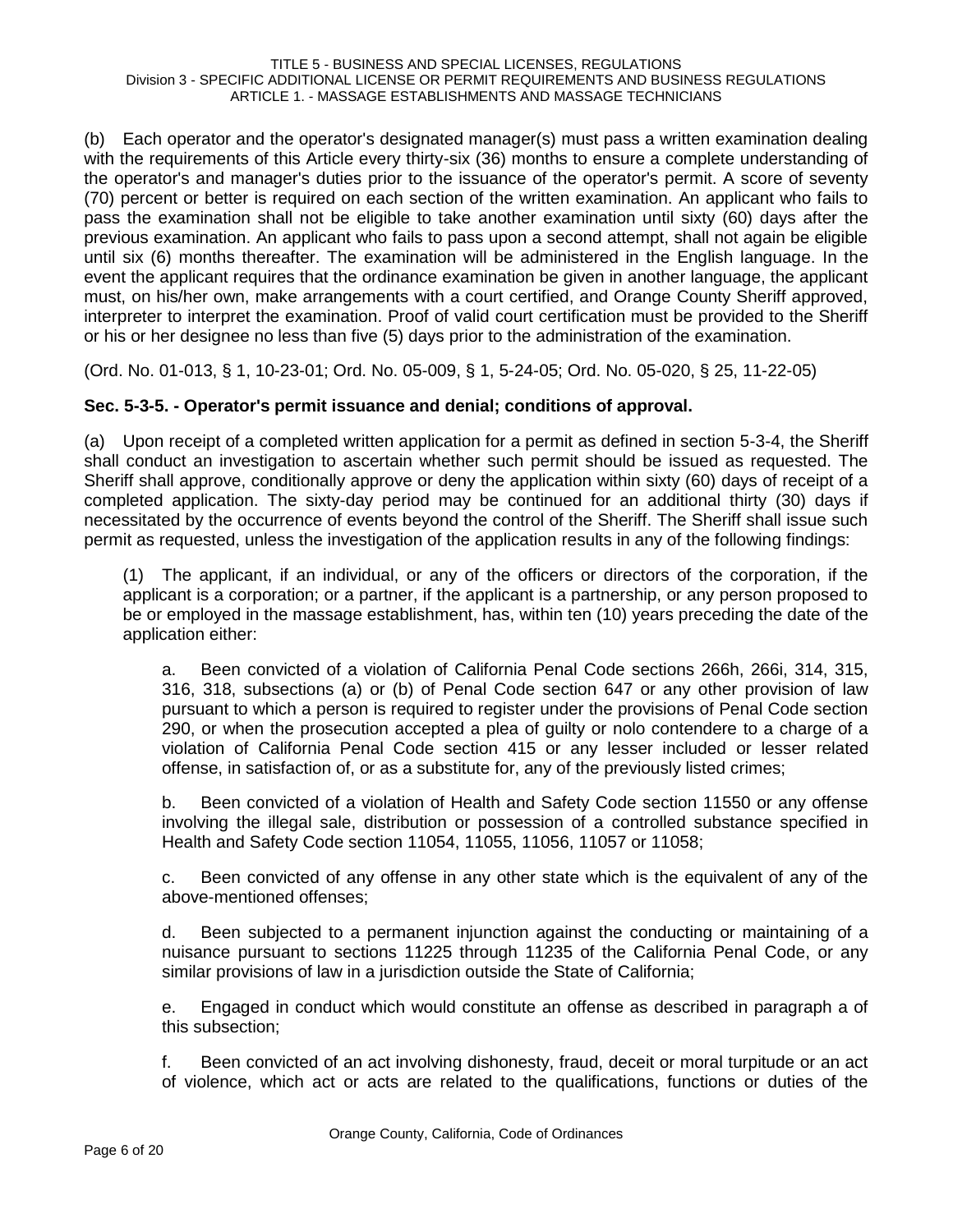(b) Each operator and the operator's designated manager(s) must pass a written examination dealing with the requirements of this Article every thirty-six (36) months to ensure a complete understanding of the operator's and manager's duties prior to the issuance of the operator's permit. A score of seventy (70) percent or better is required on each section of the written examination. An applicant who fails to pass the examination shall not be eligible to take another examination until sixty (60) days after the previous examination. An applicant who fails to pass upon a second attempt, shall not again be eligible until six (6) months thereafter. The examination will be administered in the English language. In the event the applicant requires that the ordinance examination be given in another language, the applicant must, on his/her own, make arrangements with a court certified, and Orange County Sheriff approved, interpreter to interpret the examination. Proof of valid court certification must be provided to the Sheriff or his or her designee no less than five (5) days prior to the administration of the examination.

(Ord. No. 01-013, § 1, 10-23-01; Ord. No. 05-009, § 1, 5-24-05; Ord. No. 05-020, § 25, 11-22-05)

**Sec. 5-3-5. - Operator's permit issuance and denial; conditions of approval.**

(a) Upon receipt of a completed written application for a permit as defined in section 5-3-4, the Sheriff shall conduct an investigation to ascertain whether such permit should be issued as requested. The Sheriff shall approve, conditionally approve or deny the application within sixty (60) days of receipt of a completed application. The sixty-day period may be continued for an additional thirty (30) days if necessitated by the occurrence of events beyond the control of the Sheriff. The Sheriff shall issue such permit as requested, unless the investigation of the application results in any of the following findings:

(1) The applicant, if an individual, or any of the officers or directors of the corporation, if the applicant is a corporation; or a partner, if the applicant is a partnership, or any person proposed to be or employed in the massage establishment, has, within ten (10) years preceding the date of the application either:

a. Been convicted of a violation of California Penal Code sections 266h, 266i, 314, 315, 316, 318, subsections (a) or (b) of Penal Code section 647 or any other provision of law pursuant to which a person is required to register under the provisions of Penal Code section 290, or when the prosecution accepted a plea of guilty or nolo contendere to a charge of a violation of California Penal Code section 415 or any lesser included or lesser related offense, in satisfaction of, or as a substitute for, any of the previously listed crimes;

b. Been convicted of a violation of Health and Safety Code section 11550 or any offense involving the illegal sale, distribution or possession of a controlled substance specified in Health and Safety Code section 11054, 11055, 11056, 11057 or 11058;

c. Been convicted of any offense in any other state which is the equivalent of any of the above-mentioned offenses;

d. Been subjected to a permanent injunction against the conducting or maintaining of a nuisance pursuant to sections 11225 through 11235 of the California Penal Code, or any similar provisions of law in a jurisdiction outside the State of California;

e. Engaged in conduct which would constitute an offense as described in paragraph a of this subsection;

f. Been convicted of an act involving dishonesty, fraud, deceit or moral turpitude or an act of violence, which act or acts are related to the qualifications, functions or duties of the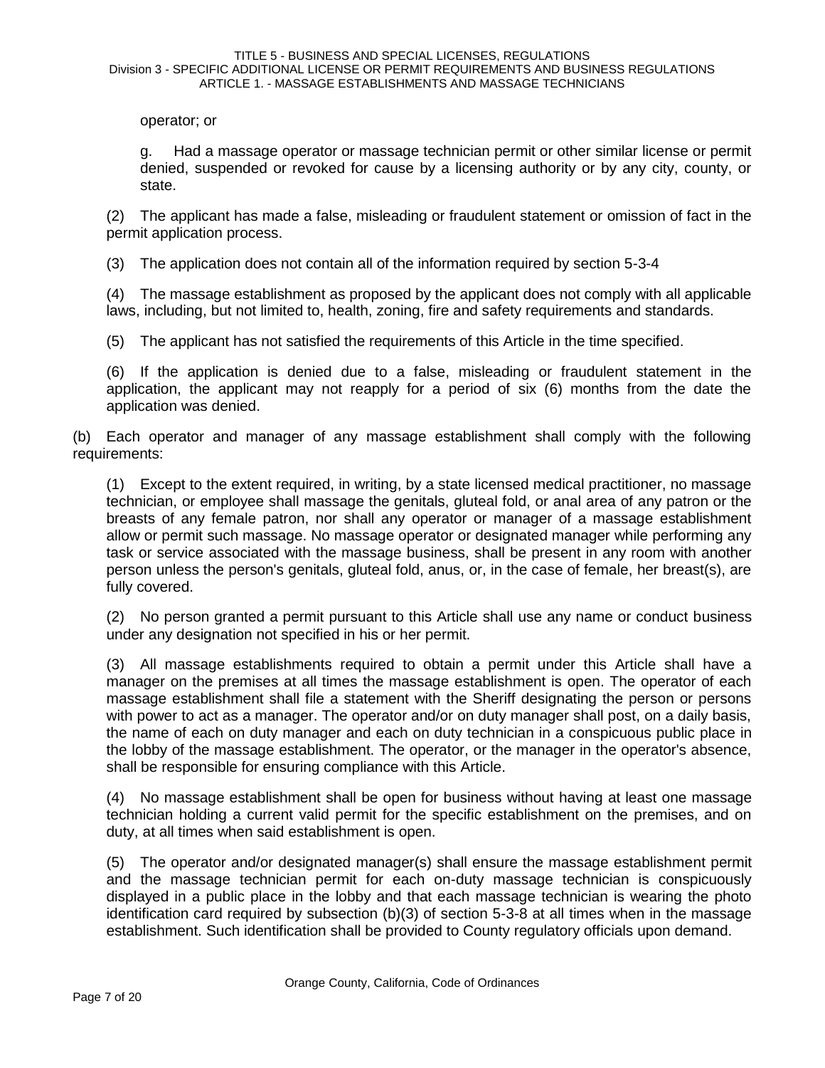operator; or

g. Had a massage operator or massage technician permit or other similar license or permit denied, suspended or revoked for cause by a licensing authority or by any city, county, or state.

(2) The applicant has made a false, misleading or fraudulent statement or omission of fact in the permit application process.

(3) The application does not contain all of the information required by section 5-3-4

(4) The massage establishment as proposed by the applicant does not comply with all applicable laws, including, but not limited to, health, zoning, fire and safety requirements and standards.

(5) The applicant has not satisfied the requirements of this Article in the time specified.

(6) If the application is denied due to a false, misleading or fraudulent statement in the application, the applicant may not reapply for a period of six (6) months from the date the application was denied.

(b) Each operator and manager of any massage establishment shall comply with the following requirements:

(1) Except to the extent required, in writing, by a state licensed medical practitioner, no massage technician, or employee shall massage the genitals, gluteal fold, or anal area of any patron or the breasts of any female patron, nor shall any operator or manager of a massage establishment allow or permit such massage. No massage operator or designated manager while performing any task or service associated with the massage business, shall be present in any room with another person unless the person's genitals, gluteal fold, anus, or, in the case of female, her breast(s), are fully covered.

(2) No person granted a permit pursuant to this Article shall use any name or conduct business under any designation not specified in his or her permit.

(3) All massage establishments required to obtain a permit under this Article shall have a manager on the premises at all times the massage establishment is open. The operator of each massage establishment shall file a statement with the Sheriff designating the person or persons with power to act as a manager. The operator and/or on duty manager shall post, on a daily basis, the name of each on duty manager and each on duty technician in a conspicuous public place in the lobby of the massage establishment. The operator, or the manager in the operator's absence, shall be responsible for ensuring compliance with this Article.

(4) No massage establishment shall be open for business without having at least one massage technician holding a current valid permit for the specific establishment on the premises, and on duty, at all times when said establishment is open.

(5) The operator and/or designated manager(s) shall ensure the massage establishment permit and the massage technician permit for each on-duty massage technician is conspicuously displayed in a public place in the lobby and that each massage technician is wearing the photo identification card required by subsection (b)(3) of section 5-3-8 at all times when in the massage establishment. Such identification shall be provided to County regulatory officials upon demand.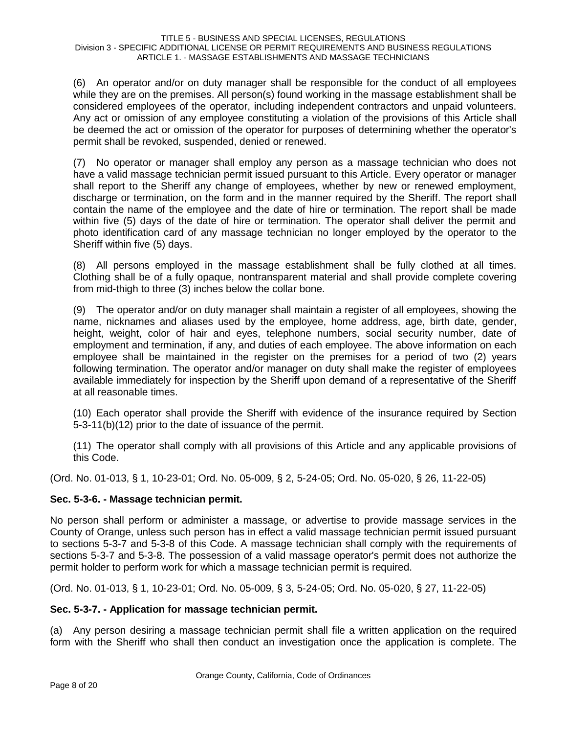(6) An operator and/or on duty manager shall be responsible for the conduct of all employees while they are on the premises. All person(s) found working in the massage establishment shall be considered employees of the operator, including independent contractors and unpaid volunteers. Any act or omission of any employee constituting a violation of the provisions of this Article shall be deemed the act or omission of the operator for purposes of determining whether the operator's permit shall be revoked, suspended, denied or renewed.

(7) No operator or manager shall employ any person as a massage technician who does not have a valid massage technician permit issued pursuant to this Article. Every operator or manager shall report to the Sheriff any change of employees, whether by new or renewed employment, discharge or termination, on the form and in the manner required by the Sheriff. The report shall contain the name of the employee and the date of hire or termination. The report shall be made within five (5) days of the date of hire or termination. The operator shall deliver the permit and photo identification card of any massage technician no longer employed by the operator to the Sheriff within five (5) days.

(8) All persons employed in the massage establishment shall be fully clothed at all times. Clothing shall be of a fully opaque, nontransparent material and shall provide complete covering from mid-thigh to three (3) inches below the collar bone.

(9) The operator and/or on duty manager shall maintain a register of all employees, showing the name, nicknames and aliases used by the employee, home address, age, birth date, gender, height, weight, color of hair and eyes, telephone numbers, social security number, date of employment and termination, if any, and duties of each employee. The above information on each employee shall be maintained in the register on the premises for a period of two (2) years following termination. The operator and/or manager on duty shall make the register of employees available immediately for inspection by the Sheriff upon demand of a representative of the Sheriff at all reasonable times.

(10) Each operator shall provide the Sheriff with evidence of the insurance required by Section 5-3-11(b)(12) prior to the date of issuance of the permit.

(11) The operator shall comply with all provisions of this Article and any applicable provisions of this Code.

(Ord. No. 01-013, § 1, 10-23-01; Ord. No. 05-009, § 2, 5-24-05; Ord. No. 05-020, § 26, 11-22-05)

### Sec. 5-3-6. - Massage technician permit.

No person shall perform or administer a massage, or advertise to provide massage services in the County of Orange, unless such person has in effect a valid massage technician permit issued pursuant to sections 5-3-7 and 5-3-8 of this Code. A massage technician shall comply with the requirements of sections 5-3-7 and 5-3-8. The possession of a valid massage operator's permit does not authorize the permit holder to perform work for which a massage technician permit is required.

(Ord. No. 01-013, § 1, 10-23-01; Ord. No. 05-009, § 3, 5-24-05; Ord. No. 05-020, § 27, 11-22-05)

### Sec. 5-3-7. - Application for massage technician permit.

(a) Any person desiring a massage technician permit shall file a written application on the required form with the Sheriff who shall then conduct an investigation once the application is complete. The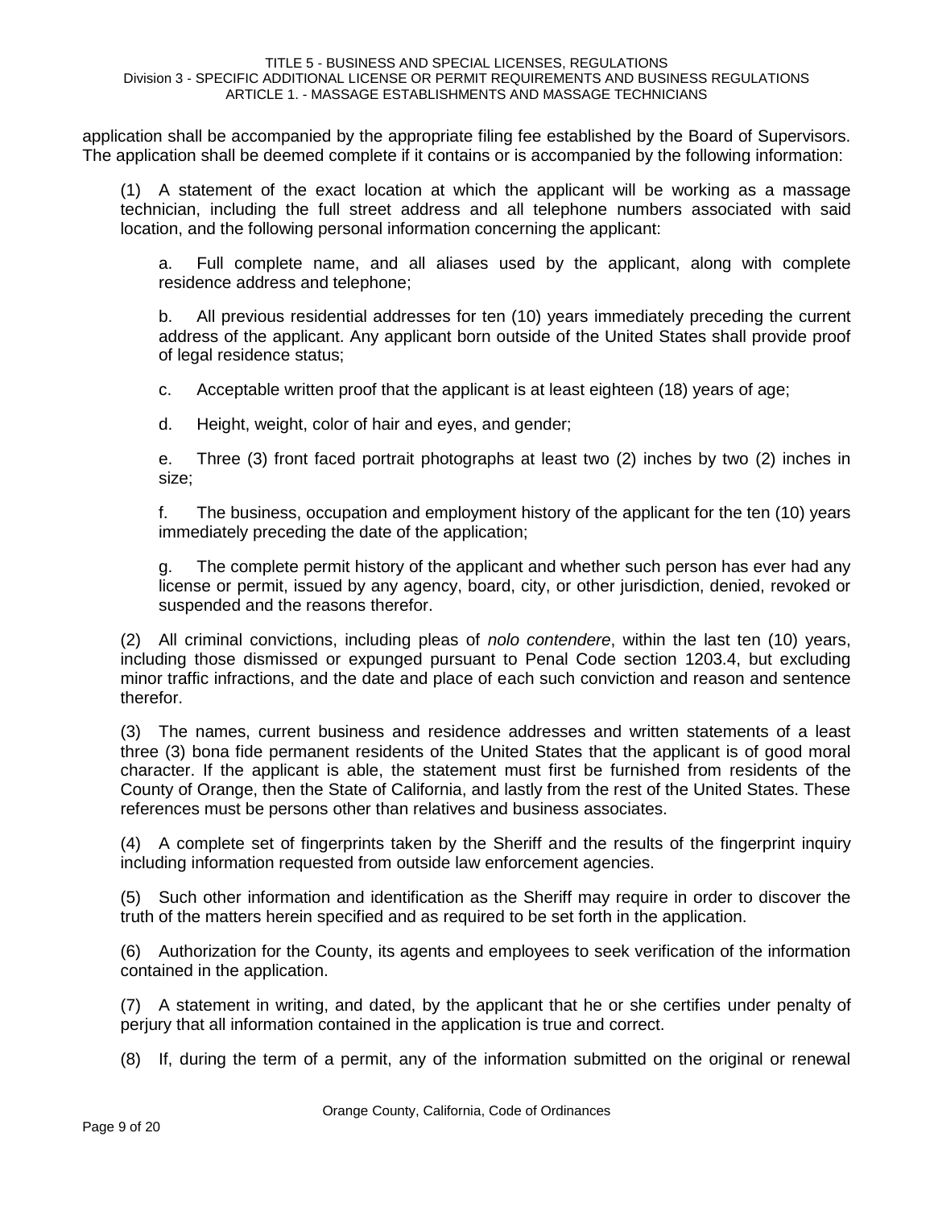application shall be accompanied by the appropriate filing fee established by the Board of Supervisors. The application shall be deemed complete if it contains or is accompanied by the following information:

(1) A statement of the exact location at which the applicant will be working as a massage technician, including the full street address and all telephone numbers associated with said location, and the following personal information concerning the applicant:

a. Full complete name, and all aliases used by the applicant, along with complete residence address and telephone;

b. All previous residential addresses for ten (10) years immediately preceding the current address of the applicant. Any applicant born outside of the United States shall provide proof of legal residence status;

c. Acceptable written proof that the applicant is at least eighteen (18) years of age;

d. Height, weight, color of hair and eyes, and gender;

e. Three (3) front faced portrait photographs at least two (2) inches by two (2) inches in size;

f. The business, occupation and employment history of the applicant for the ten (10) years immediately preceding the date of the application;

g. The complete permit history of the applicant and whether such person has ever had any license or permit, issued by any agency, board, city, or other jurisdiction, denied, revoked or suspended and the reasons therefor.

(2) All criminal convictions, including pleas of *nolo contendere*, within the last ten (10) years, including those dismissed or expunged pursuant to Penal Code section 1203.4, but excluding minor traffic infractions, and the date and place of each such conviction and reason and sentence therefor.

(3) The names, current business and residence addresses and written statements of a least three (3) bona fide permanent residents of the United States that the applicant is of good moral character. If the applicant is able, the statement must first be furnished from residents of the County of Orange, then the State of California, and lastly from the rest of the United States. These references must be persons other than relatives and business associates.

(4) A complete set of fingerprints taken by the Sheriff and the results of the fingerprint inquiry including information requested from outside law enforcement agencies.

(5) Such other information and identification as the Sheriff may require in order to discover the truth of the matters herein specified and as required to be set forth in the application.

(6) Authorization for the County, its agents and employees to seek verification of the information contained in the application.

(7) A statement in writing, and dated, by the applicant that he or she certifies under penalty of perjury that all information contained in the application is true and correct.

(8) If, during the term of a permit, any of the information submitted on the original or renewal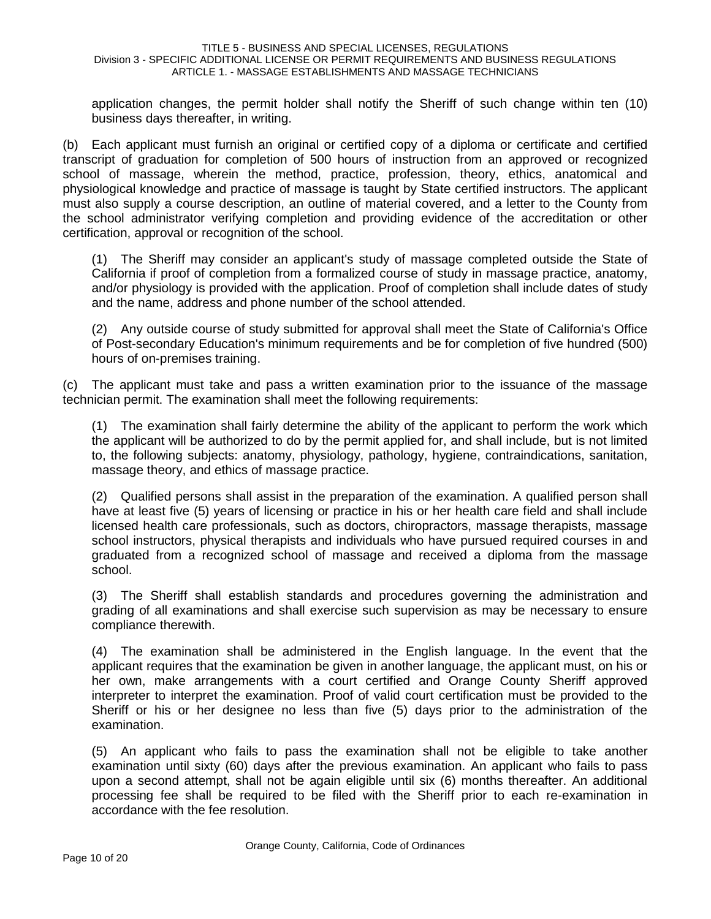application changes, the permit holder shall notify the Sheriff of such change within ten (10) business days thereafter, in writing.

(b) Each applicant must furnish an original or certified copy of a diploma or certificate and certified transcript of graduation for completion of 500 hours of instruction from an approved or recognized school of massage, wherein the method, practice, profession, theory, ethics, anatomical and physiological knowledge and practice of massage is taught by State certified instructors. The applicant must also supply a course description, an outline of material covered, and a letter to the County from the school administrator verifying completion and providing evidence of the accreditation or other certification, approval or recognition of the school.

(1) The Sheriff may consider an applicant's study of massage completed outside the State of California if proof of completion from a formalized course of study in massage practice, anatomy, and/or physiology is provided with the application. Proof of completion shall include dates of study and the name, address and phone number of the school attended.

(2) Any outside course of study submitted for approval shall meet the State of California's Office of Post-secondary Education's minimum requirements and be for completion of five hundred (500) hours of on-premises training.

(c) The applicant must take and pass a written examination prior to the issuance of the massage technician permit. The examination shall meet the following requirements:

(1) The examination shall fairly determine the ability of the applicant to perform the work which the applicant will be authorized to do by the permit applied for, and shall include, but is not limited to, the following subjects: anatomy, physiology, pathology, hygiene, contraindications, sanitation, massage theory, and ethics of massage practice.

(2) Qualified persons shall assist in the preparation of the examination. A qualified person shall have at least five (5) years of licensing or practice in his or her health care field and shall include licensed health care professionals, such as doctors, chiropractors, massage therapists, massage school instructors, physical therapists and individuals who have pursued required courses in and graduated from a recognized school of massage and received a diploma from the massage school.

(3) The Sheriff shall establish standards and procedures governing the administration and grading of all examinations and shall exercise such supervision as may be necessary to ensure compliance therewith.

(4) The examination shall be administered in the English language. In the event that the applicant requires that the examination be given in another language, the applicant must, on his or her own, make arrangements with a court certified and Orange County Sheriff approved interpreter to interpret the examination. Proof of valid court certification must be provided to the Sheriff or his or her designee no less than five (5) days prior to the administration of the examination.

(5) An applicant who fails to pass the examination shall not be eligible to take another examination until sixty (60) days after the previous examination. An applicant who fails to pass upon a second attempt, shall not be again eligible until six (6) months thereafter. An additional processing fee shall be required to be filed with the Sheriff prior to each re-examination in accordance with the fee resolution.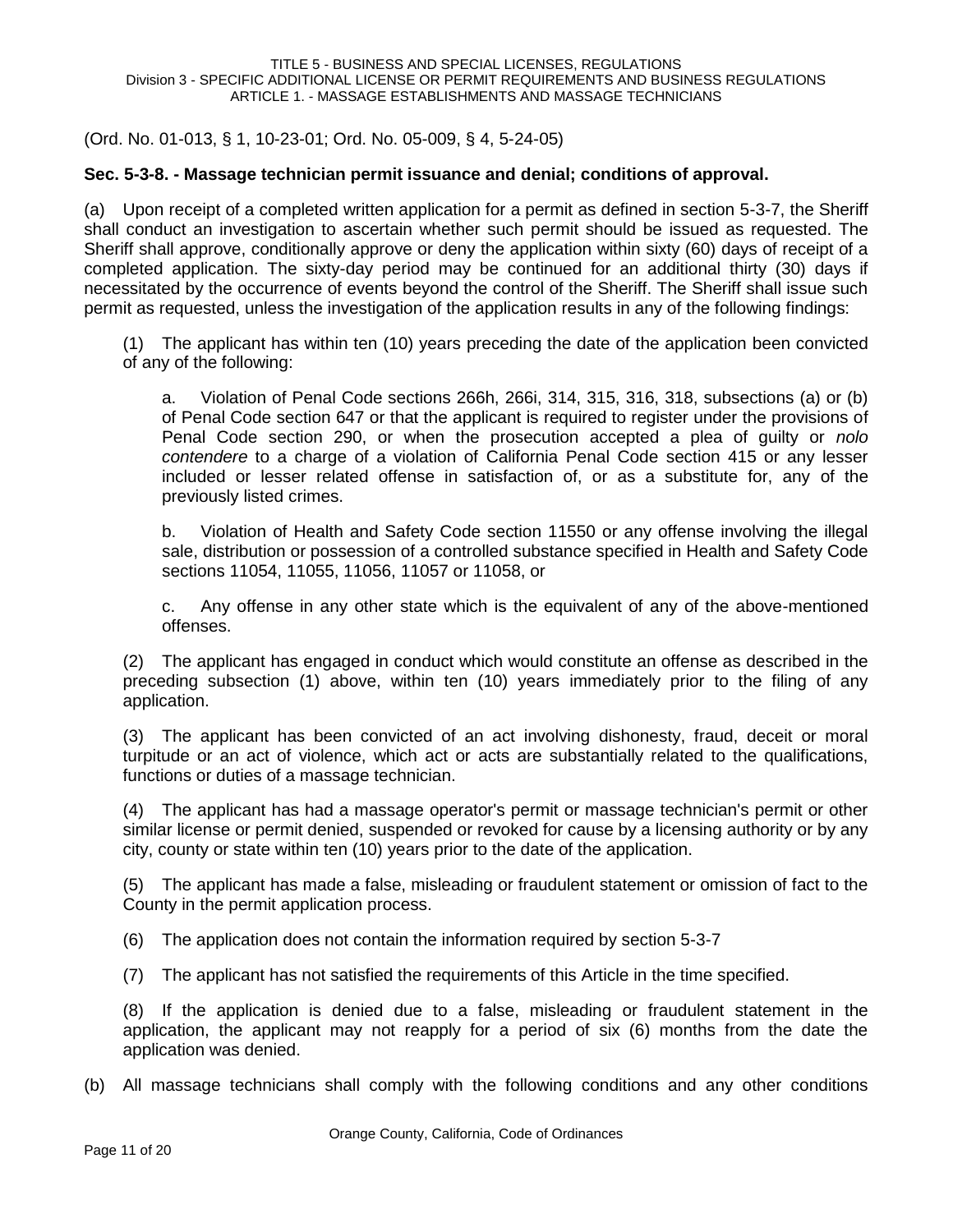(Ord. No. 01-013, § 1, 10-23-01; Ord. No. 05-009, § 4, 5-24-05)

**Sec. 5-3-8. - Massage technician permit issuance and denial; conditions of approval.**

(a) Upon receipt of a completed written application for a permit as defined in section 5-3-7, the Sheriff shall conduct an investigation to ascertain whether such permit should be issued as requested. The Sheriff shall approve, conditionally approve or deny the application within sixty (60) days of receipt of a completed application. The sixty-day period may be continued for an additional thirty (30) days if necessitated by the occurrence of events beyond the control of the Sheriff. The Sheriff shall issue such permit as requested, unless the investigation of the application results in any of the following findings:

(1) The applicant has within ten (10) years preceding the date of the application been convicted of any of the following:

a. Violation of Penal Code sections 266h, 266i, 314, 315, 316, 318, subsections (a) or (b) of Penal Code section 647 or that the applicant is required to register under the provisions of Penal Code section 290, or when the prosecution accepted a plea of guilty or *nolo contendere* to a charge of a violation of California Penal Code section 415 or any lesser included or lesser related offense in satisfaction of, or as a substitute for, any of the previously listed crimes.

b. Violation of Health and Safety Code section 11550 or any offense involving the illegal sale, distribution or possession of a controlled substance specified in Health and Safety Code sections 11054, 11055, 11056, 11057 or 11058, or

c. Any offense in any other state which is the equivalent of any of the above-mentioned offenses.

(2) The applicant has engaged in conduct which would constitute an offense as described in the preceding subsection (1) above, within ten (10) years immediately prior to the filing of any application.

(3) The applicant has been convicted of an act involving dishonesty, fraud, deceit or moral turpitude or an act of violence, which act or acts are substantially related to the qualifications, functions or duties of a massage technician.

(4) The applicant has had a massage operator's permit or massage technician's permit or other similar license or permit denied, suspended or revoked for cause by a licensing authority or by any city, county or state within ten (10) years prior to the date of the application.

(5) The applicant has made a false, misleading or fraudulent statement or omission of fact to the County in the permit application process.

(6) The application does not contain the information required by section 5-3-7

(7) The applicant has not satisfied the requirements of this Article in the time specified.

(8) If the application is denied due to a false, misleading or fraudulent statement in the application, the applicant may not reapply for a period of six (6) months from the date the application was denied.

(b) All massage technicians shall comply with the following conditions and any other conditions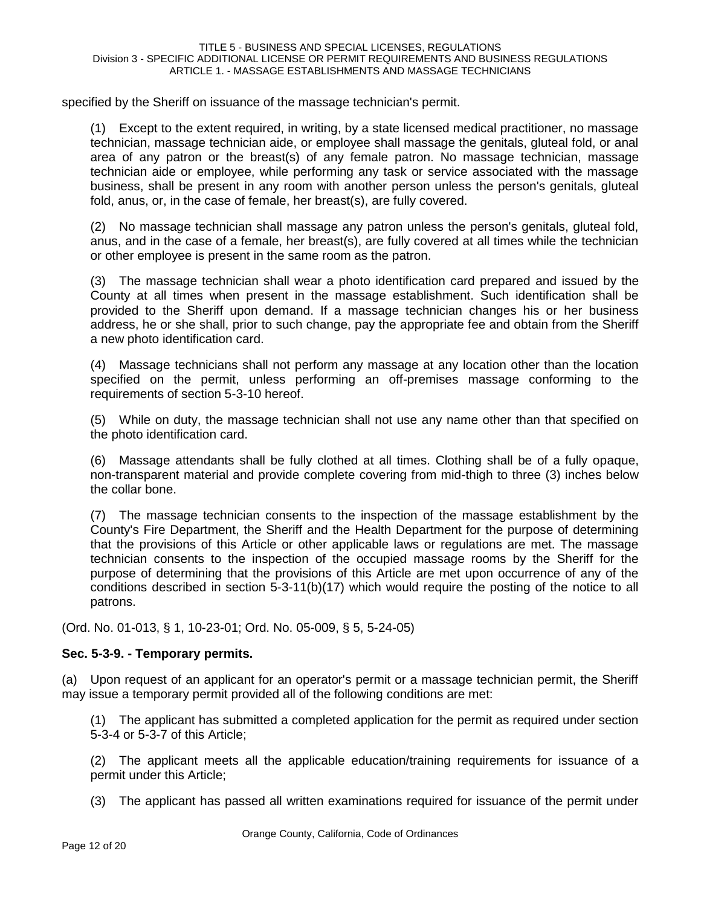specified by the Sheriff on issuance of the massage technician's permit.

(1) Except to the extent required, in writing, by a state licensed medical practitioner, no massage technician, massage technician aide, or employee shall massage the genitals, gluteal fold, or anal area of any patron or the breast(s) of any female patron. No massage technician, massage technician aide or employee, while performing any task or service associated with the massage business, shall be present in any room with another person unless the person's genitals, gluteal fold, anus, or, in the case of female, her breast(s), are fully covered.

(2) No massage technician shall massage any patron unless the person's genitals, gluteal fold, anus, and in the case of a female, her breast(s), are fully covered at all times while the technician or other employee is present in the same room as the patron.

(3) The massage technician shall wear a photo identification card prepared and issued by the County at all times when present in the massage establishment. Such identification shall be provided to the Sheriff upon demand. If a massage technician changes his or her business address, he or she shall, prior to such change, pay the appropriate fee and obtain from the Sheriff a new photo identification card.

(4) Massage technicians shall not perform any massage at any location other than the location specified on the permit, unless performing an off-premises massage conforming to the requirements of section 5-3-10 hereof.

(5) While on duty, the massage technician shall not use any name other than that specified on the photo identification card.

(6) Massage attendants shall be fully clothed at all times. Clothing shall be of a fully opaque, non-transparent material and provide complete covering from mid-thigh to three (3) inches below the collar bone.

(7) The massage technician consents to the inspection of the massage establishment by the County's Fire Department, the Sheriff and the Health Department for the purpose of determining that the provisions of this Article or other applicable laws or regulations are met. The massage technician consents to the inspection of the occupied massage rooms by the Sheriff for the purpose of determining that the provisions of this Article are met upon occurrence of any of the conditions described in section 5-3-11(b)(17) which would require the posting of the notice to all patrons.

(Ord. No. 01-013, § 1, 10-23-01; Ord. No. 05-009, § 5, 5-24-05)

**Sec. 5-3-9. - Temporary permits.**

(a) Upon request of an applicant for an operator's permit or a massage technician permit, the Sheriff may issue a temporary permit provided all of the following conditions are met:

(1) The applicant has submitted a completed application for the permit as required under section 5-3-4 or 5-3-7 of this Article;

(2) The applicant meets all the applicable education/training requirements for issuance of a permit under this Article;

(3) The applicant has passed all written examinations required for issuance of the permit under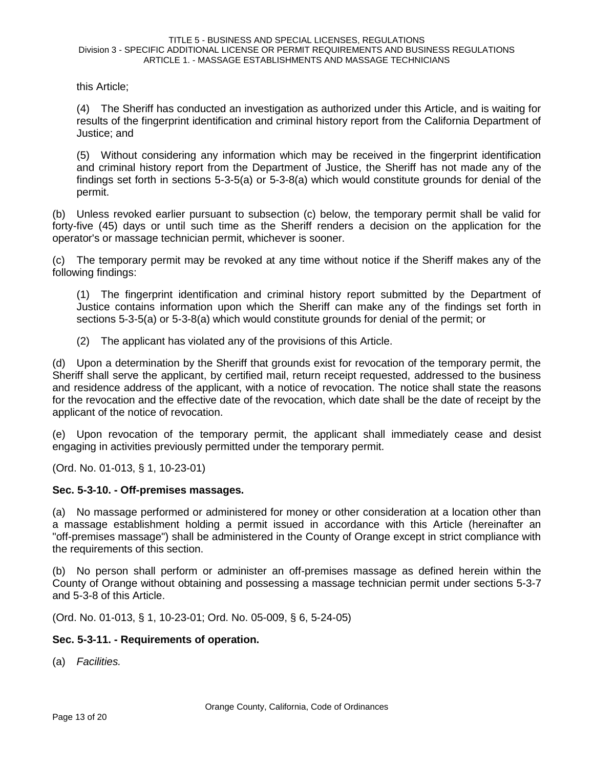this Article;

(4) The Sheriff has conducted an investigation as authorized under this Article, and is waiting for results of the fingerprint identification and criminal history report from the California Department of Justice; and

(5) Without considering any information which may be received in the fingerprint identification and criminal history report from the Department of Justice, the Sheriff has not made any of the findings set forth in sections 5-3-5(a) or 5-3-8(a) which would constitute grounds for denial of the permit.

(b) Unless revoked earlier pursuant to subsection (c) below, the temporary permit shall be valid for forty-five (45) days or until such time as the Sheriff renders a decision on the application for the operator's or massage technician permit, whichever is sooner.

(c) The temporary permit may be revoked at any time without notice if the Sheriff makes any of the following findings:

(1) The fingerprint identification and criminal history report submitted by the Department of Justice contains information upon which the Sheriff can make any of the findings set forth in sections 5-3-5(a) or 5-3-8(a) which would constitute grounds for denial of the permit; or

(2) The applicant has violated any of the provisions of this Article.

(d) Upon a determination by the Sheriff that grounds exist for revocation of the temporary permit, the Sheriff shall serve the applicant, by certified mail, return receipt requested, addressed to the business and residence address of the applicant, with a notice of revocation. The notice shall state the reasons for the revocation and the effective date of the revocation, which date shall be the date of receipt by the applicant of the notice of revocation.

(e) Upon revocation of the temporary permit, the applicant shall immediately cease and desist engaging in activities previously permitted under the temporary permit.

(Ord. No. 01-013, § 1, 10-23-01)

**Sec. 5-3-10. - Off-premises massages.**

(a) No massage performed or administered for money or other consideration at a location other than a massage establishment holding a permit issued in accordance with this Article (hereinafter an "off-premises massage") shall be administered in the County of Orange except in strict compliance with the requirements of this section.

(b) No person shall perform or administer an off-premises massage as defined herein within the County of Orange without obtaining and possessing a massage technician permit under sections 5-3-7 and 5-3-8 of this Article.

(Ord. No. 01-013, § 1, 10-23-01; Ord. No. 05-009, § 6, 5-24-05)

**Sec. 5-3-11. - Requirements of operation.**

(a) *Facilities.*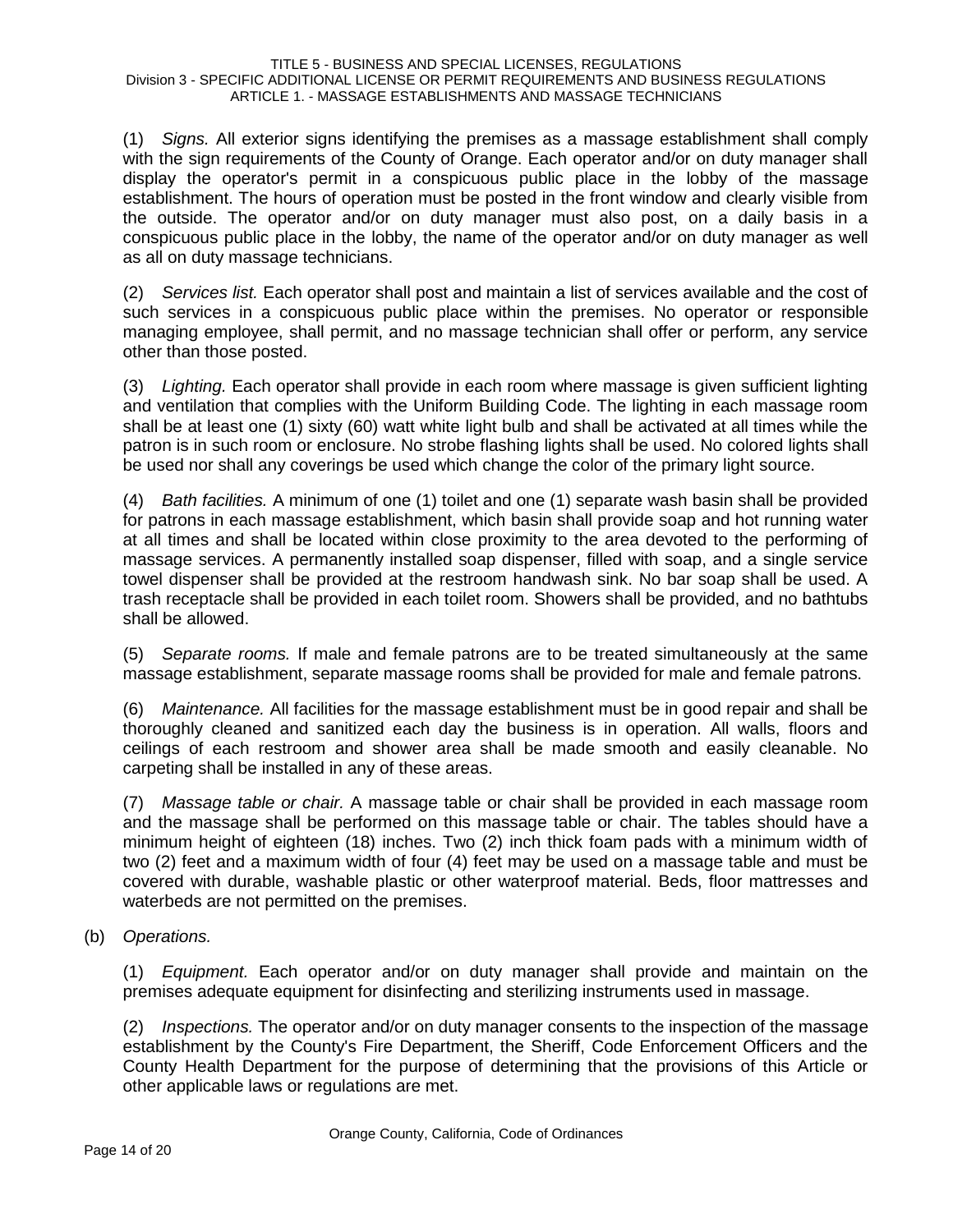(1) *Signs.* All exterior signs identifying the premises as a massage establishment shall comply with the sign requirements of the County of Orange. Each operator and/or on duty manager shall display the operator's permit in a conspicuous public place in the lobby of the massage establishment. The hours of operation must be posted in the front window and clearly visible from the outside. The operator and/or on duty manager must also post, on a daily basis in a conspicuous public place in the lobby, the name of the operator and/or on duty manager as well as all on duty massage technicians.

(2) *Services list.* Each operator shall post and maintain a list of services available and the cost of such services in a conspicuous public place within the premises. No operator or responsible managing employee, shall permit, and no massage technician shall offer or perform, any service other than those posted.

(3) *Lighting.* Each operator shall provide in each room where massage is given sufficient lighting and ventilation that complies with the Uniform Building Code. The lighting in each massage room shall be at least one (1) sixty (60) watt white light bulb and shall be activated at all times while the patron is in such room or enclosure. No strobe flashing lights shall be used. No colored lights shall be used nor shall any coverings be used which change the color of the primary light source.

(4) *Bath facilities.* A minimum of one (1) toilet and one (1) separate wash basin shall be provided for patrons in each massage establishment, which basin shall provide soap and hot running water at all times and shall be located within close proximity to the area devoted to the performing of massage services. A permanently installed soap dispenser, filled with soap, and a single service towel dispenser shall be provided at the restroom handwash sink. No bar soap shall be used. A trash receptacle shall be provided in each toilet room. Showers shall be provided, and no bathtubs shall be allowed.

(5) *Separate rooms.* If male and female patrons are to be treated simultaneously at the same massage establishment, separate massage rooms shall be provided for male and female patrons.

(6) *Maintenance.* All facilities for the massage establishment must be in good repair and shall be thoroughly cleaned and sanitized each day the business is in operation. All walls, floors and ceilings of each restroom and shower area shall be made smooth and easily cleanable. No carpeting shall be installed in any of these areas.

(7) *Massage table or chair.* A massage table or chair shall be provided in each massage room and the massage shall be performed on this massage table or chair. The tables should have a minimum height of eighteen (18) inches. Two (2) inch thick foam pads with a minimum width of two (2) feet and a maximum width of four (4) feet may be used on a massage table and must be covered with durable, washable plastic or other waterproof material. Beds, floor mattresses and waterbeds are not permitted on the premises.

(b) *Operations.*

(1) *Equipment.* Each operator and/or on duty manager shall provide and maintain on the premises adequate equipment for disinfecting and sterilizing instruments used in massage.

(2) *Inspections.* The operator and/or on duty manager consents to the inspection of the massage establishment by the County's Fire Department, the Sheriff, Code Enforcement Officers and the County Health Department for the purpose of determining that the provisions of this Article or other applicable laws or regulations are met.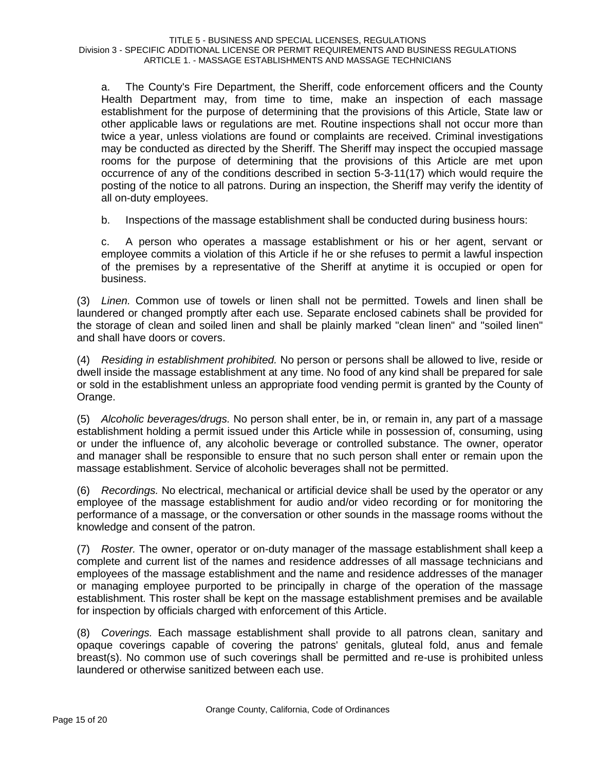a. The County's Fire Department, the Sheriff, code enforcement officers and the County Health Department may, from time to time, make an inspection of each massage establishment for the purpose of determining that the provisions of this Article, State law or other applicable laws or regulations are met. Routine inspections shall not occur more than twice a year, unless violations are found or complaints are received. Criminal investigations may be conducted as directed by the Sheriff. The Sheriff may inspect the occupied massage rooms for the purpose of determining that the provisions of this Article are met upon occurrence of any of the conditions described in section 5-3-11(17) which would require the posting of the notice to all patrons. During an inspection, the Sheriff may verify the identity of all on-duty employees.

b. Inspections of the massage establishment shall be conducted during business hours:

c. A person who operates a massage establishment or his or her agent, servant or employee commits a violation of this Article if he or she refuses to permit a lawful inspection of the premises by a representative of the Sheriff at anytime it is occupied or open for business.

(3) *Linen.* Common use of towels or linen shall not be permitted. Towels and linen shall be laundered or changed promptly after each use. Separate enclosed cabinets shall be provided for the storage of clean and soiled linen and shall be plainly marked "clean linen" and "soiled linen" and shall have doors or covers.

(4) *Residing in establishment prohibited.* No person or persons shall be allowed to live, reside or dwell inside the massage establishment at any time. No food of any kind shall be prepared for sale or sold in the establishment unless an appropriate food vending permit is granted by the County of Orange.

(5) *Alcoholic beverages/drugs.* No person shall enter, be in, or remain in, any part of a massage establishment holding a permit issued under this Article while in possession of, consuming, using or under the influence of, any alcoholic beverage or controlled substance. The owner, operator and manager shall be responsible to ensure that no such person shall enter or remain upon the massage establishment. Service of alcoholic beverages shall not be permitted.

(6) *Recordings.* No electrical, mechanical or artificial device shall be used by the operator or any employee of the massage establishment for audio and/or video recording or for monitoring the performance of a massage, or the conversation or other sounds in the massage rooms without the knowledge and consent of the patron.

(7) *Roster.* The owner, operator or on-duty manager of the massage establishment shall keep a complete and current list of the names and residence addresses of all massage technicians and employees of the massage establishment and the name and residence addresses of the manager or managing employee purported to be principally in charge of the operation of the massage establishment. This roster shall be kept on the massage establishment premises and be available for inspection by officials charged with enforcement of this Article.

(8) *Coverings.* Each massage establishment shall provide to all patrons clean, sanitary and opaque coverings capable of covering the patrons' genitals, gluteal fold, anus and female breast(s). No common use of such coverings shall be permitted and re-use is prohibited unless laundered or otherwise sanitized between each use.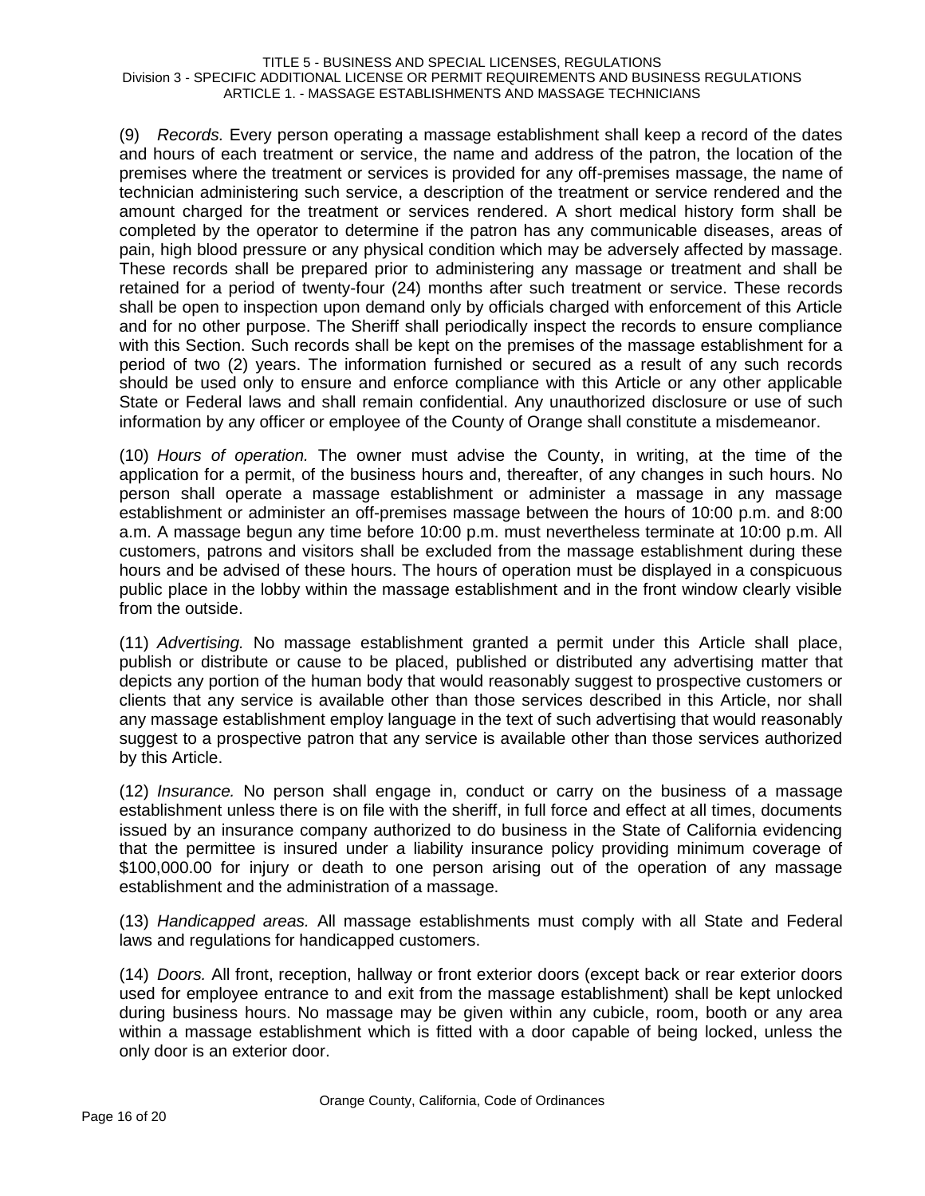(9) *Records.* Every person operating a massage establishment shall keep a record of the dates and hours of each treatment or service, the name and address of the patron, the location of the premises where the treatment or services is provided for any off-premises massage, the name of technician administering such service, a description of the treatment or service rendered and the amount charged for the treatment or services rendered. A short medical history form shall be completed by the operator to determine if the patron has any communicable diseases, areas of pain, high blood pressure or any physical condition which may be adversely affected by massage. These records shall be prepared prior to administering any massage or treatment and shall be retained for a period of twenty-four (24) months after such treatment or service. These records shall be open to inspection upon demand only by officials charged with enforcement of this Article and for no other purpose. The Sheriff shall periodically inspect the records to ensure compliance with this Section. Such records shall be kept on the premises of the massage establishment for a period of two (2) years. The information furnished or secured as a result of any such records should be used only to ensure and enforce compliance with this Article or any other applicable State or Federal laws and shall remain confidential. Any unauthorized disclosure or use of such information by any officer or employee of the County of Orange shall constitute a misdemeanor.

(10) *Hours of operation.* The owner must advise the County, in writing, at the time of the application for a permit, of the business hours and, thereafter, of any changes in such hours. No person shall operate a massage establishment or administer a massage in any massage establishment or administer an off-premises massage between the hours of 10:00 p.m. and 8:00 a.m. A massage begun any time before 10:00 p.m. must nevertheless terminate at 10:00 p.m. All customers, patrons and visitors shall be excluded from the massage establishment during these hours and be advised of these hours. The hours of operation must be displayed in a conspicuous public place in the lobby within the massage establishment and in the front window clearly visible from the outside.

(11) *Advertising.* No massage establishment granted a permit under this Article shall place, publish or distribute or cause to be placed, published or distributed any advertising matter that depicts any portion of the human body that would reasonably suggest to prospective customers or clients that any service is available other than those services described in this Article, nor shall any massage establishment employ language in the text of such advertising that would reasonably suggest to a prospective patron that any service is available other than those services authorized by this Article.

(12) *Insurance.* No person shall engage in, conduct or carry on the business of a massage establishment unless there is on file with the sheriff, in full force and effect at all times, documents issued by an insurance company authorized to do business in the State of California evidencing that the permittee is insured under a liability insurance policy providing minimum coverage of $100,000.00 for injury or death to one person arising out of the operation of any massage establishment and the administration of a massage.

(13) *Handicapped areas.* All massage establishments must comply with all State and Federal laws and regulations for handicapped customers.

(14) *Doors.* All front, reception, hallway or front exterior doors (except back or rear exterior doors used for employee entrance to and exit from the massage establishment) shall be kept unlocked during business hours. No massage may be given within any cubicle, room, booth or any area within a massage establishment which is fitted with a door capable of being locked, unless the only door is an exterior door.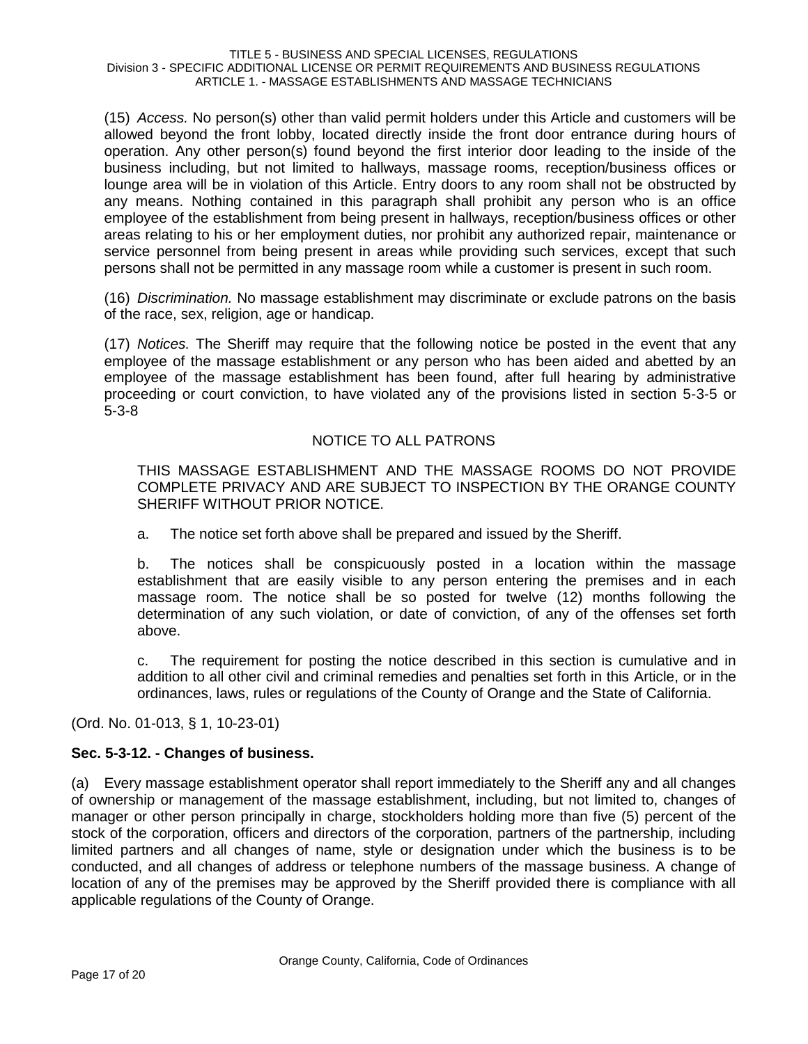(15) *Access.* No person(s) other than valid permit holders under this Article and customers will be allowed beyond the front lobby, located directly inside the front door entrance during hours of operation. Any other person(s) found beyond the first interior door leading to the inside of the business including, but not limited to hallways, massage rooms, reception/business offices or lounge area will be in violation of this Article. Entry doors to any room shall not be obstructed by any means. Nothing contained in this paragraph shall prohibit any person who is an office employee of the establishment from being present in hallways, reception/business offices or other areas relating to his or her employment duties, nor prohibit any authorized repair, maintenance or service personnel from being present in areas while providing such services, except that such persons shall not be permitted in any massage room while a customer is present in such room.

(16) *Discrimination.* No massage establishment may discriminate or exclude patrons on the basis of the race, sex, religion, age or handicap.

(17) *Notices.* The Sheriff may require that the following notice be posted in the event that any employee of the massage establishment or any person who has been aided and abetted by an employee of the massage establishment has been found, after full hearing by administrative proceeding or court conviction, to have violated any of the provisions listed in section 5-3-5 or 5-3-8

NOTICE TO ALL PATRONS

THIS MASSAGE ESTABLISHMENT AND THE MASSAGE ROOMS DO NOT PROVIDE COMPLETE PRIVACY AND ARE SUBJECT TO INSPECTION BY THE ORANGE COUNTY SHERIFF WITHOUT PRIOR NOTICE.

a. The notice set forth above shall be prepared and issued by the Sheriff.

b. The notices shall be conspicuously posted in a location within the massage establishment that are easily visible to any person entering the premises and in each massage room. The notice shall be so posted for twelve (12) months following the determination of any such violation, or date of conviction, of any of the offenses set forth above.

c. The requirement for posting the notice described in this section is cumulative and in addition to all other civil and criminal remedies and penalties set forth in this Article, or in the ordinances, laws, rules or regulations of the County of Orange and the State of California.

(Ord. No. 01-013, § 1, 10-23-01)

**Sec. 5-3-12. - Changes of business.**

(a) Every massage establishment operator shall report immediately to the Sheriff any and all changes of ownership or management of the massage establishment, including, but not limited to, changes of manager or other person principally in charge, stockholders holding more than five (5) percent of the stock of the corporation, officers and directors of the corporation, partners of the partnership, including limited partners and all changes of name, style or designation under which the business is to be conducted, and all changes of address or telephone numbers of the massage business. A change of location of any of the premises may be approved by the Sheriff provided there is compliance with all applicable regulations of the County of Orange.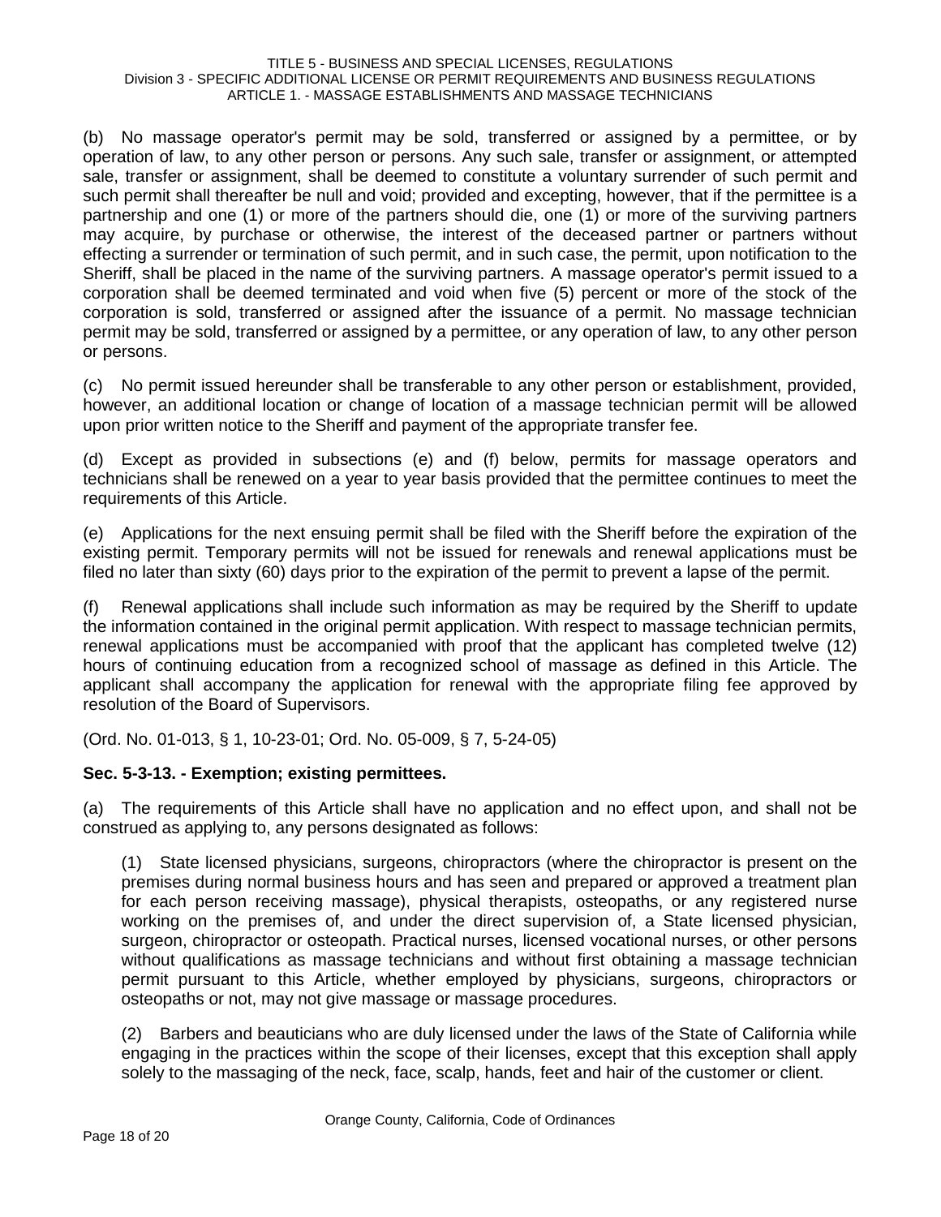(b) No massage operator's permit may be sold, transferred or assigned by a permittee, or by operation of law, to any other person or persons. Any such sale, transfer or assignment, or attempted sale, transfer or assignment, shall be deemed to constitute a voluntary surrender of such permit and such permit shall thereafter be null and void; provided and excepting, however, that if the permittee is a partnership and one (1) or more of the partners should die, one (1) or more of the surviving partners may acquire, by purchase or otherwise, the interest of the deceased partner or partners without effecting a surrender or termination of such permit, and in such case, the permit, upon notification to the Sheriff, shall be placed in the name of the surviving partners. A massage operator's permit issued to a corporation shall be deemed terminated and void when five (5) percent or more of the stock of the corporation is sold, transferred or assigned after the issuance of a permit. No massage technician permit may be sold, transferred or assigned by a permittee, or any operation of law, to any other person or persons.

(c) No permit issued hereunder shall be transferable to any other person or establishment, provided, however, an additional location or change of location of a massage technician permit will be allowed upon prior written notice to the Sheriff and payment of the appropriate transfer fee.

(d) Except as provided in subsections (e) and (f) below, permits for massage operators and technicians shall be renewed on a year to year basis provided that the permittee continues to meet the requirements of this Article.

(e) Applications for the next ensuing permit shall be filed with the Sheriff before the expiration of the existing permit. Temporary permits will not be issued for renewals and renewal applications must be filed no later than sixty (60) days prior to the expiration of the permit to prevent a lapse of the permit.

(f) Renewal applications shall include such information as may be required by the Sheriff to update the information contained in the original permit application. With respect to massage technician permits, renewal applications must be accompanied with proof that the applicant has completed twelve (12) hours of continuing education from a recognized school of massage as defined in this Article. The applicant shall accompany the application for renewal with the appropriate filing fee approved by resolution of the Board of Supervisors.

(Ord. No. 01-013, § 1, 10-23-01; Ord. No. 05-009, § 7, 5-24-05)

**Sec. 5-3-13. - Exemption; existing permittees.**

(a) The requirements of this Article shall have no application and no effect upon, and shall not be construed as applying to, any persons designated as follows:

(1) State licensed physicians, surgeons, chiropractors (where the chiropractor is present on the premises during normal business hours and has seen and prepared or approved a treatment plan for each person receiving massage), physical therapists, osteopaths, or any registered nurse working on the premises of, and under the direct supervision of, a State licensed physician, surgeon, chiropractor or osteopath. Practical nurses, licensed vocational nurses, or other persons without qualifications as massage technicians and without first obtaining a massage technician permit pursuant to this Article, whether employed by physicians, surgeons, chiropractors or osteopaths or not, may not give massage or massage procedures.

(2) Barbers and beauticians who are duly licensed under the laws of the State of California while engaging in the practices within the scope of their licenses, except that this exception shall apply solely to the massaging of the neck, face, scalp, hands, feet and hair of the customer or client.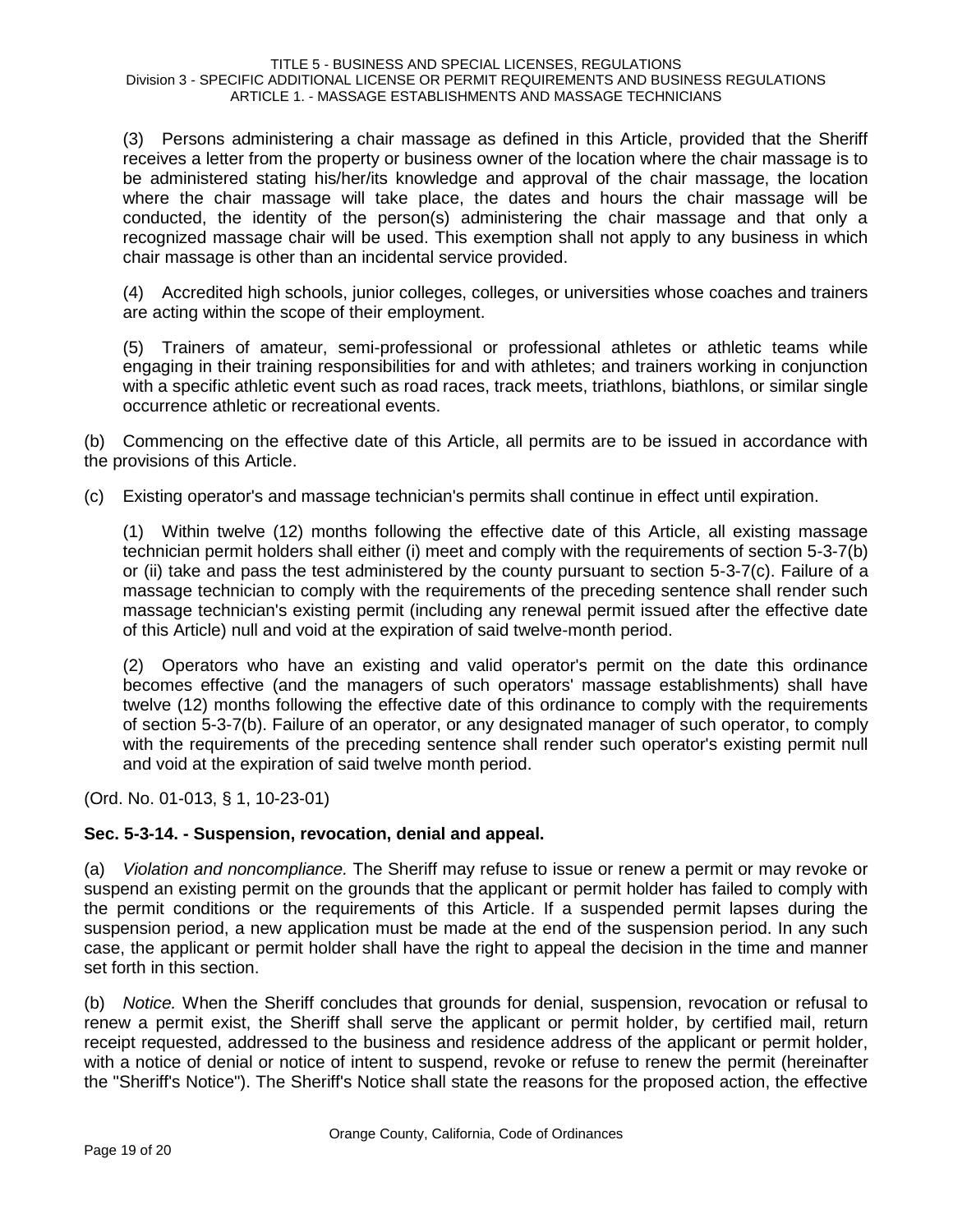(3) Persons administering a chair massage as defined in this Article, provided that the Sheriff receives a letter from the property or business owner of the location where the chair massage is to be administered stating his/her/its knowledge and approval of the chair massage, the location where the chair massage will take place, the dates and hours the chair massage will be conducted, the identity of the person(s) administering the chair massage and that only a recognized massage chair will be used. This exemption shall not apply to any business in which chair massage is other than an incidental service provided.

(4) Accredited high schools, junior colleges, colleges, or universities whose coaches and trainers are acting within the scope of their employment.

(5) Trainers of amateur, semi-professional or professional athletes or athletic teams while engaging in their training responsibilities for and with athletes; and trainers working in conjunction with a specific athletic event such as road races, track meets, triathlons, biathlons, or similar single occurrence athletic or recreational events.

(b) Commencing on the effective date of this Article, all permits are to be issued in accordance with the provisions of this Article.

(c) Existing operator's and massage technician's permits shall continue in effect until expiration.

(1) Within twelve (12) months following the effective date of this Article, all existing massage technician permit holders shall either (i) meet and comply with the requirements of section 5-3-7(b) or (ii) take and pass the test administered by the county pursuant to section 5-3-7(c). Failure of a massage technician to comply with the requirements of the preceding sentence shall render such massage technician's existing permit (including any renewal permit issued after the effective date of this Article) null and void at the expiration of said twelve-month period.

(2) Operators who have an existing and valid operator's permit on the date this ordinance becomes effective (and the managers of such operators' massage establishments) shall have twelve (12) months following the effective date of this ordinance to comply with the requirements of section 5-3-7(b). Failure of an operator, or any designated manager of such operator, to comply with the requirements of the preceding sentence shall render such operator's existing permit null and void at the expiration of said twelve month period.

(Ord. No. 01-013, § 1, 10-23-01)

**Sec. 5-3-14. - Suspension, revocation, denial and appeal.**

(a) *Violation and noncompliance.* The Sheriff may refuse to issue or renew a permit or may revoke or suspend an existing permit on the grounds that the applicant or permit holder has failed to comply with the permit conditions or the requirements of this Article. If a suspended permit lapses during the suspension period, a new application must be made at the end of the suspension period. In any such case, the applicant or permit holder shall have the right to appeal the decision in the time and manner set forth in this section.

(b) *Notice.* When the Sheriff concludes that grounds for denial, suspension, revocation or refusal to renew a permit exist, the Sheriff shall serve the applicant or permit holder, by certified mail, return receipt requested, addressed to the business and residence address of the applicant or permit holder, with a notice of denial or notice of intent to suspend, revoke or refuse to renew the permit (hereinafter the "Sheriff's Notice"). The Sheriff's Notice shall state the reasons for the proposed action, the effective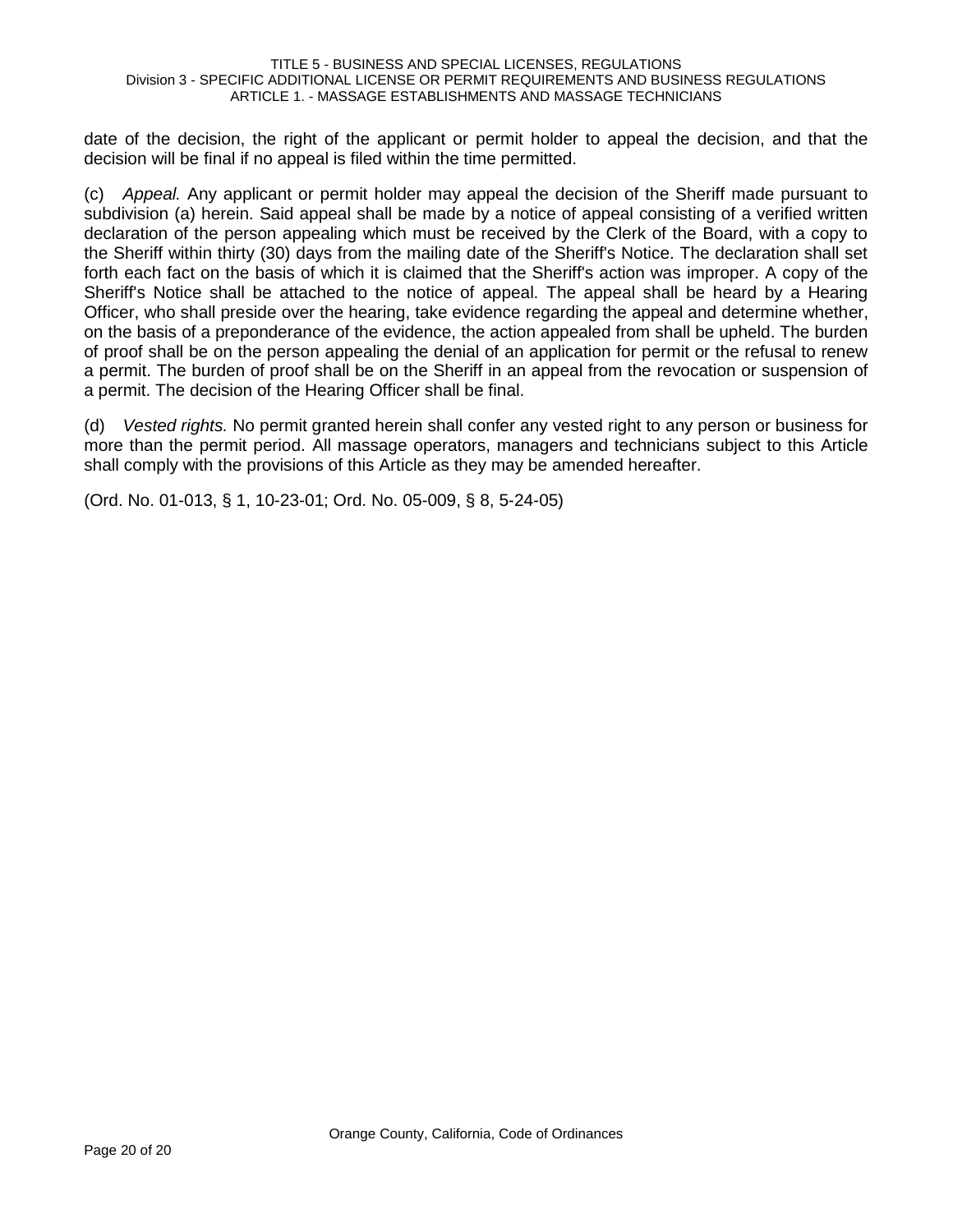date of the decision, the right of the applicant or permit holder to appeal the decision, and that the decision will be final if no appeal is filed within the time permitted.

(c) *Appeal.* Any applicant or permit holder may appeal the decision of the Sheriff made pursuant to subdivision (a) herein. Said appeal shall be made by a notice of appeal consisting of a verified written declaration of the person appealing which must be received by the Clerk of the Board, with a copy to the Sheriff within thirty (30) days from the mailing date of the Sheriff's Notice. The declaration shall set forth each fact on the basis of which it is claimed that the Sheriff's action was improper. A copy of the Sheriff's Notice shall be attached to the notice of appeal. The appeal shall be heard by a Hearing Officer, who shall preside over the hearing, take evidence regarding the appeal and determine whether, on the basis of a preponderance of the evidence, the action appealed from shall be upheld. The burden of proof shall be on the person appealing the denial of an application for permit or the refusal to renew a permit. The burden of proof shall be on the Sheriff in an appeal from the revocation or suspension of a permit. The decision of the Hearing Officer shall be final.

(d) *Vested rights.* No permit granted herein shall confer any vested right to any person or business for more than the permit period. All massage operators, managers and technicians subject to this Article shall comply with the provisions of this Article as they may be amended hereafter.

(Ord. No. 01-013, § 1, 10-23-01; Ord. No. 05-009, § 8, 5-24-05)